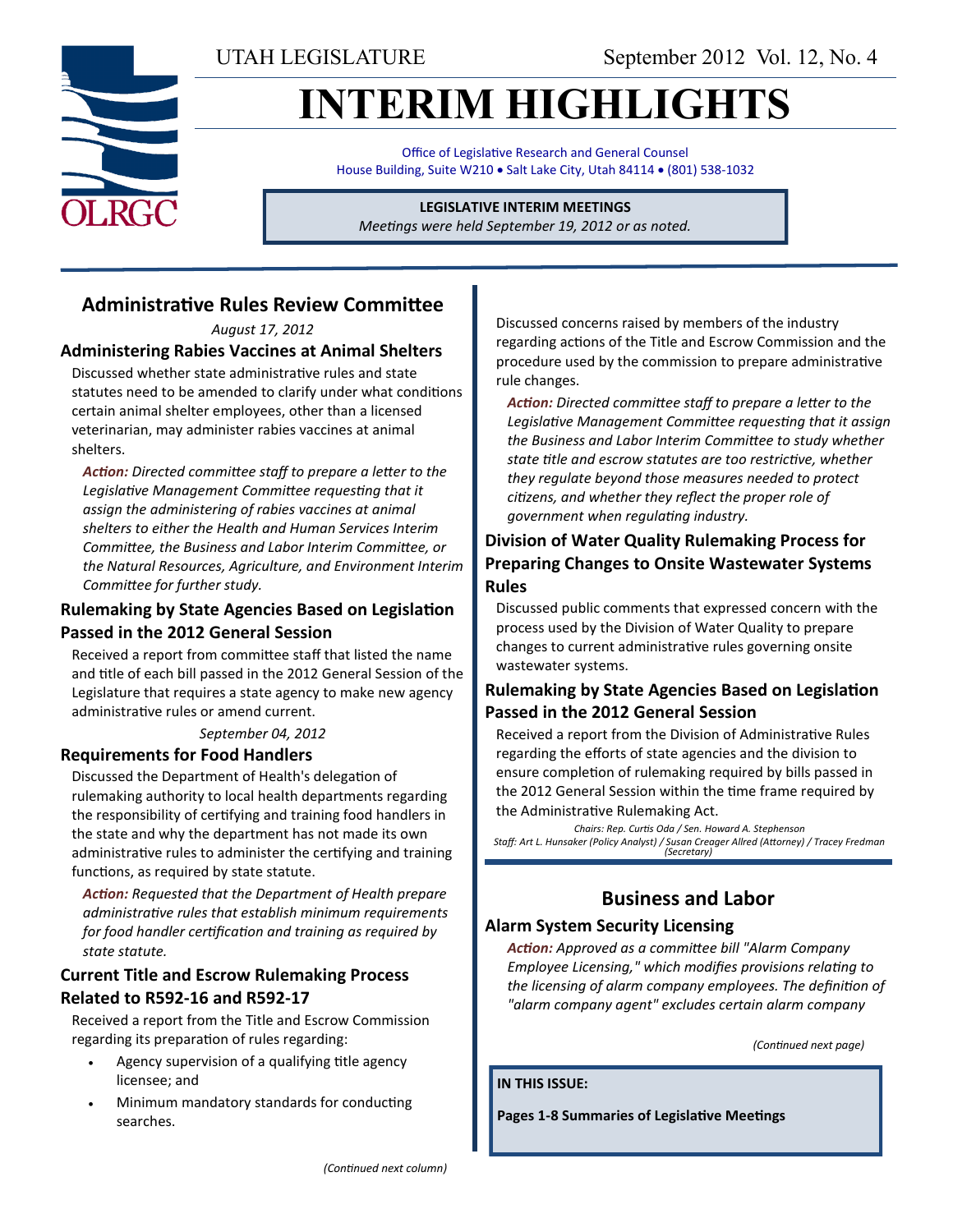UTAH LEGISLATURE

September 2012 Vol. 12, No. 4

# INTERIM HIGHLIGHTS

Office of Legislative Research and General Counsel
House Building, Suite W210 • Salt Lake City, Utah 84114 • (801) 538-1032

**LEGISLATIVE INTERIM MEETINGS**
*Meetings were held September 19, 2012 or as noted.*

## Administrative Rules Review Committee

*August 17, 2012*

### Administering Rabies Vaccines at Animal Shelters

Discussed whether state administrative rules and state statutes need to be amended to clarify under what conditions certain animal shelter employees, other than a licensed veterinarian, may administer rabies vaccines at animal shelters.

*Action: Directed committee staff to prepare a letter to the Legislative Management Committee requesting that it assign the administering of rabies vaccines at animal shelters to either the Health and Human Services Interim Committee, the Business and Labor Interim Committee, or the Natural Resources, Agriculture, and Environment Interim Committee for further study.*

### Rulemaking by State Agencies Based on Legislation Passed in the 2012 General Session

Received a report from committee staff that listed the name and title of each bill passed in the 2012 General Session of the Legislature that requires a state agency to make new agency administrative rules or amend current.

*September 04, 2012*

### Requirements for Food Handlers

Discussed the Department of Health's delegation of rulemaking authority to local health departments regarding the responsibility of certifying and training food handlers in the state and why the department has not made its own administrative rules to administer the certifying and training functions, as required by state statute.

*Action: Requested that the Department of Health prepare administrative rules that establish minimum requirements for food handler certification and training as required by state statute.*

### Current Title and Escrow Rulemaking Process Related to R592-16 and R592-17

Received a report from the Title and Escrow Commission regarding its preparation of rules regarding:

- Agency supervision of a qualifying title agency licensee; and
- Minimum mandatory standards for conducting searches.

Discussed concerns raised by members of the industry regarding actions of the Title and Escrow Commission and the procedure used by the commission to prepare administrative rule changes.

*Action: Directed committee staff to prepare a letter to the Legislative Management Committee requesting that it assign the Business and Labor Interim Committee to study whether state title and escrow statutes are too restrictive, whether they regulate beyond those measures needed to protect citizens, and whether they reflect the proper role of government when regulating industry.*

### Division of Water Quality Rulemaking Process for Preparing Changes to Onsite Wastewater Systems Rules

Discussed public comments that expressed concern with the process used by the Division of Water Quality to prepare changes to current administrative rules governing onsite wastewater systems.

### Rulemaking by State Agencies Based on Legislation Passed in the 2012 General Session

Received a report from the Division of Administrative Rules regarding the efforts of state agencies and the division to ensure completion of rulemaking required by bills passed in the 2012 General Session within the time frame required by the Administrative Rulemaking Act.

*Chairs: Rep. Curtis Oda / Sen. Howard A. Stephenson*
*Staff: Art L. Hunsaker (Policy Analyst) / Susan Creager Allred (Attorney) / Tracey Fredman (Secretary)*

## Business and Labor

### Alarm System Security Licensing

*Action: Approved as a committee bill "Alarm Company Employee Licensing," which modifies provisions relating to the licensing of alarm company employees. The definition of "alarm company agent" excludes certain alarm company*

*(Continued next page)*

**IN THIS ISSUE:**

**Pages 1-8 Summaries of Legislative Meetings**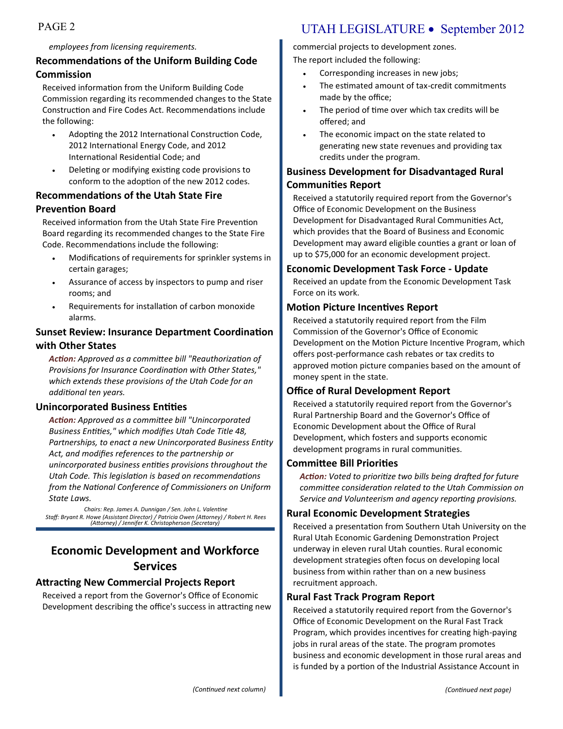*employees from licensing requirements.*

### Recommendations of the Uniform Building Code Commission

Received information from the Uniform Building Code Commission regarding its recommended changes to the State Construction and Fire Codes Act. Recommendations include the following:

- Adopting the 2012 International Construction Code, 2012 International Energy Code, and 2012 International Residential Code; and
- Deleting or modifying existing code provisions to conform to the adoption of the new 2012 codes.

### Recommendations of the Utah State Fire Prevention Board

Received information from the Utah State Fire Prevention Board regarding its recommended changes to the State Fire Code. Recommendations include the following:

- Modifications of requirements for sprinkler systems in certain garages;
- Assurance of access by inspectors to pump and riser rooms; and
- Requirements for installation of carbon monoxide alarms.

### Sunset Review: Insurance Department Coordination with Other States

***Action:*** *Approved as a committee bill "Reauthorization of Provisions for Insurance Coordination with Other States," which extends these provisions of the Utah Code for an additional ten years.*

### Unincorporated Business Entities

***Action:*** *Approved as a committee bill "Unincorporated Business Entities," which modifies Utah Code Title 48, Partnerships, to enact a new Unincorporated Business Entity Act, and modifies references to the partnership or unincorporated business entities provisions throughout the Utah Code. This legislation is based on recommendations from the National Conference of Commissioners on Uniform State Laws.*

*Chairs: Rep. James A. Dunnigan / Sen. John L. Valentine*
*Staff: Bryant R. Howe (Assistant Director) / Patricia Owen (Attorney) / Robert H. Rees (Attorney) / Jennifer K. Christopherson (Secretary)*

## Economic Development and Workforce Services

### Attracting New Commercial Projects Report

Received a report from the Governor's Office of Economic Development describing the office's success in attracting new commercial projects to development zones.

The report included the following:

- Corresponding increases in new jobs;
- The estimated amount of tax-credit commitments made by the office;
- The period of time over which tax credits will be offered; and
- The economic impact on the state related to generating new state revenues and providing tax credits under the program.

### Business Development for Disadvantaged Rural Communities Report

Received a statutorily required report from the Governor's Office of Economic Development on the Business Development for Disadvantaged Rural Communities Act, which provides that the Board of Business and Economic Development may award eligible counties a grant or loan of up to $75,000 for an economic development project.

### Economic Development Task Force - Update

Received an update from the Economic Development Task Force on its work.

### Motion Picture Incentives Report

Received a statutorily required report from the Film Commission of the Governor's Office of Economic Development on the Motion Picture Incentive Program, which offers post-performance cash rebates or tax credits to approved motion picture companies based on the amount of money spent in the state.

### Office of Rural Development Report

Received a statutorily required report from the Governor's Rural Partnership Board and the Governor's Office of Economic Development about the Office of Rural Development, which fosters and supports economic development programs in rural communities.

### Committee Bill Priorities

***Action:*** *Voted to prioritize two bills being drafted for future committee consideration related to the Utah Commission on Service and Volunteerism and agency reporting provisions.*

### Rural Economic Development Strategies

Received a presentation from Southern Utah University on the Rural Utah Economic Gardening Demonstration Project underway in eleven rural Utah counties. Rural economic development strategies often focus on developing local business from within rather than on a new business recruitment approach.

### Rural Fast Track Program Report

Received a statutorily required report from the Governor's Office of Economic Development on the Rural Fast Track Program, which provides incentives for creating high-paying jobs in rural areas of the state. The program promotes business and economic development in those rural areas and is funded by a portion of the Industrial Assistance Account in

*(Continued next page)*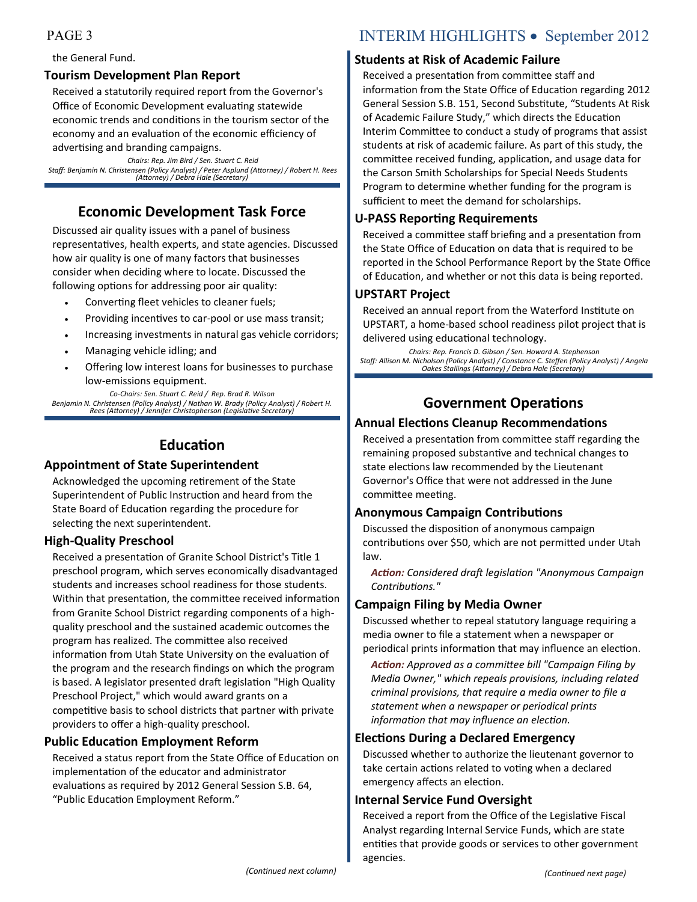the General Fund.

### Tourism Development Plan Report

Received a statutorily required report from the Governor's Office of Economic Development evaluating statewide economic trends and conditions in the tourism sector of the economy and an evaluation of the economic efficiency of advertising and branding campaigns.

*Chairs: Rep. Jim Bird / Sen. Stuart C. Reid*
*Staff: Benjamin N. Christensen (Policy Analyst) / Peter Asplund (Attorney) / Robert H. Rees (Attorney) / Debra Hale (Secretary)*

## Economic Development Task Force

Discussed air quality issues with a panel of business representatives, health experts, and state agencies. Discussed how air quality is one of many factors that businesses consider when deciding where to locate. Discussed the following options for addressing poor air quality:

- Converting fleet vehicles to cleaner fuels;
- Providing incentives to car-pool or use mass transit;
- Increasing investments in natural gas vehicle corridors;
- Managing vehicle idling; and
- Offering low interest loans for businesses to purchase low-emissions equipment.

*Co-Chairs: Sen. Stuart C. Reid / Rep. Brad R. Wilson*
*Benjamin N. Christensen (Policy Analyst) / Nathan W. Brady (Policy Analyst) / Robert H. Rees (Attorney) / Jennifer Christopherson (Legislative Secretary)*

## Education

### Appointment of State Superintendent

Acknowledged the upcoming retirement of the State Superintendent of Public Instruction and heard from the State Board of Education regarding the procedure for selecting the next superintendent.

### High-Quality Preschool

Received a presentation of Granite School District's Title 1 preschool program, which serves economically disadvantaged students and increases school readiness for those students. Within that presentation, the committee received information from Granite School District regarding components of a high-quality preschool and the sustained academic outcomes the program has realized. The committee also received information from Utah State University on the evaluation of the program and the research findings on which the program is based. A legislator presented draft legislation "High Quality Preschool Project," which would award grants on a competitive basis to school districts that partner with private providers to offer a high-quality preschool.

### Public Education Employment Reform

Received a status report from the State Office of Education on implementation of the educator and administrator evaluations as required by 2012 General Session S.B. 64, "Public Education Employment Reform."

### Students at Risk of Academic Failure

Received a presentation from committee staff and information from the State Office of Education regarding 2012 General Session S.B. 151, Second Substitute, "Students At Risk of Academic Failure Study," which directs the Education Interim Committee to conduct a study of programs that assist students at risk of academic failure. As part of this study, the committee received funding, application, and usage data for the Carson Smith Scholarships for Special Needs Students Program to determine whether funding for the program is sufficient to meet the demand for scholarships.

### U-PASS Reporting Requirements

Received a committee staff briefing and a presentation from the State Office of Education on data that is required to be reported in the School Performance Report by the State Office of Education, and whether or not this data is being reported.

### UPSTART Project

Received an annual report from the Waterford Institute on UPSTART, a home-based school readiness pilot project that is delivered using educational technology.

*Chairs: Rep. Francis D. Gibson / Sen. Howard A. Stephenson*
*Staff: Allison M. Nicholson (Policy Analyst) / Constance C. Steffen (Policy Analyst) / Angela Oakes Stallings (Attorney) / Debra Hale (Secretary)*

## Government Operations

### Annual Elections Cleanup Recommendations

Received a presentation from committee staff regarding the remaining proposed substantive and technical changes to state elections law recommended by the Lieutenant Governor's Office that were not addressed in the June committee meeting.

### Anonymous Campaign Contributions

Discussed the disposition of anonymous campaign contributions over $50, which are not permitted under Utah law.

***Action:*** *Considered draft legislation "Anonymous Campaign Contributions."*

### Campaign Filing by Media Owner

Discussed whether to repeal statutory language requiring a media owner to file a statement when a newspaper or periodical prints information that may influence an election.

***Action:*** *Approved as a committee bill "Campaign Filing by Media Owner," which repeals provisions, including related criminal provisions, that require a media owner to file a statement when a newspaper or periodical prints information that may influence an election.*

### Elections During a Declared Emergency

Discussed whether to authorize the lieutenant governor to take certain actions related to voting when a declared emergency affects an election.

### Internal Service Fund Oversight

Received a report from the Office of the Legislative Fiscal Analyst regarding Internal Service Funds, which are state entities that provide goods or services to other government agencies.

*(Continued next page)*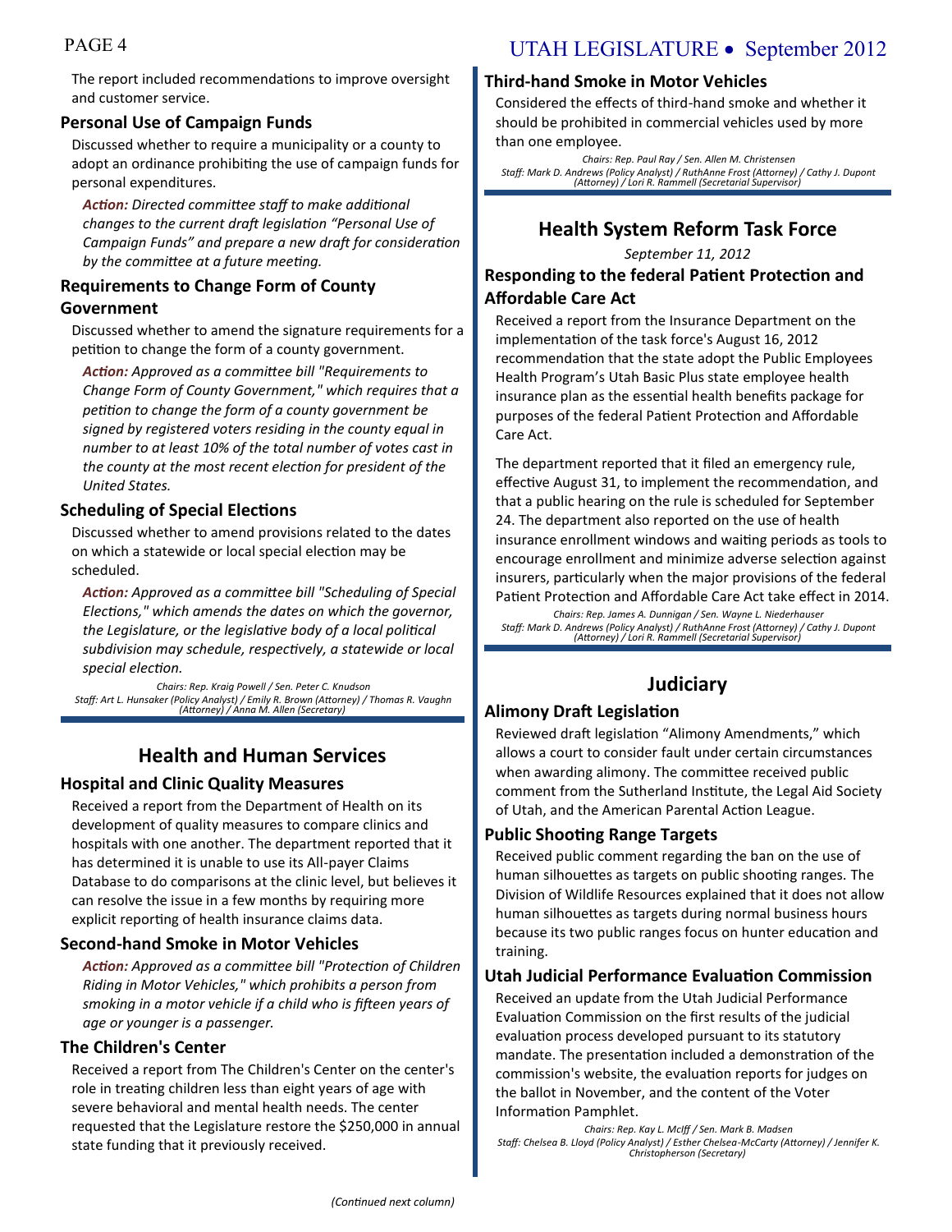The report included recommendations to improve oversight and customer service.

### Personal Use of Campaign Funds

Discussed whether to require a municipality or a county to adopt an ordinance prohibiting the use of campaign funds for personal expenditures.

***Action:*** *Directed committee staff to make additional changes to the current draft legislation "Personal Use of Campaign Funds" and prepare a new draft for consideration by the committee at a future meeting.*

### Requirements to Change Form of County Government

Discussed whether to amend the signature requirements for a petition to change the form of a county government.

***Action:*** *Approved as a committee bill "Requirements to Change Form of County Government," which requires that a petition to change the form of a county government be signed by registered voters residing in the county equal in number to at least 10% of the total number of votes cast in the county at the most recent election for president of the United States.*

### Scheduling of Special Elections

Discussed whether to amend provisions related to the dates on which a statewide or local special election may be scheduled.

***Action:*** *Approved as a committee bill "Scheduling of Special Elections," which amends the dates on which the governor, the Legislature, or the legislative body of a local political subdivision may schedule, respectively, a statewide or local special election.*

*Chairs: Rep. Kraig Powell / Sen. Peter C. Knudson*
*Staff: Art L. Hunsaker (Policy Analyst) / Emily R. Brown (Attorney) / Thomas R. Vaughn (Attorney) / Anna M. Allen (Secretary)*

## Health and Human Services

### Hospital and Clinic Quality Measures

Received a report from the Department of Health on its development of quality measures to compare clinics and hospitals with one another. The department reported that it has determined it is unable to use its All-payer Claims Database to do comparisons at the clinic level, but believes it can resolve the issue in a few months by requiring more explicit reporting of health insurance claims data.

### Second-hand Smoke in Motor Vehicles

***Action:*** *Approved as a committee bill "Protection of Children Riding in Motor Vehicles," which prohibits a person from smoking in a motor vehicle if a child who is fifteen years of age or younger is a passenger.*

### The Children's Center

Received a report from The Children's Center on the center's role in treating children less than eight years of age with severe behavioral and mental health needs. The center requested that the Legislature restore the $250,000 in annual state funding that it previously received.

*(Continued next column)*

### Third-hand Smoke in Motor Vehicles

Considered the effects of third-hand smoke and whether it should be prohibited in commercial vehicles used by more than one employee.

*Chairs: Rep. Paul Ray / Sen. Allen M. Christensen*
*Staff: Mark D. Andrews (Policy Analyst) / RuthAnne Frost (Attorney) / Cathy J. Dupont (Attorney) / Lori R. Rammell (Secretarial Supervisor)*

## Health System Reform Task Force

*September 11, 2012*

### Responding to the federal Patient Protection and Affordable Care Act

Received a report from the Insurance Department on the implementation of the task force's August 16, 2012 recommendation that the state adopt the Public Employees Health Program's Utah Basic Plus state employee health insurance plan as the essential health benefits package for purposes of the federal Patient Protection and Affordable Care Act.

The department reported that it filed an emergency rule, effective August 31, to implement the recommendation, and that a public hearing on the rule is scheduled for September 24. The department also reported on the use of health insurance enrollment windows and waiting periods as tools to encourage enrollment and minimize adverse selection against insurers, particularly when the major provisions of the federal Patient Protection and Affordable Care Act take effect in 2014.

*Chairs: Rep. James A. Dunnigan / Sen. Wayne L. Niederhauser*
*Staff: Mark D. Andrews (Policy Analyst) / RuthAnne Frost (Attorney) / Cathy J. Dupont (Attorney) / Lori R. Rammell (Secretarial Supervisor)*

## Judiciary

### Alimony Draft Legislation

Reviewed draft legislation "Alimony Amendments," which allows a court to consider fault under certain circumstances when awarding alimony. The committee received public comment from the Sutherland Institute, the Legal Aid Society of Utah, and the American Parental Action League.

### Public Shooting Range Targets

Received public comment regarding the ban on the use of human silhouettes as targets on public shooting ranges. The Division of Wildlife Resources explained that it does not allow human silhouettes as targets during normal business hours because its two public ranges focus on hunter education and training.

### Utah Judicial Performance Evaluation Commission

Received an update from the Utah Judicial Performance Evaluation Commission on the first results of the judicial evaluation process developed pursuant to its statutory mandate. The presentation included a demonstration of the commission's website, the evaluation reports for judges on the ballot in November, and the content of the Voter Information Pamphlet.

*Chairs: Rep. Kay L. McIff / Sen. Mark B. Madsen*
*Staff: Chelsea B. Lloyd (Policy Analyst) / Esther Chelsea-McCarty (Attorney) / Jennifer K. Christopherson (Secretary)*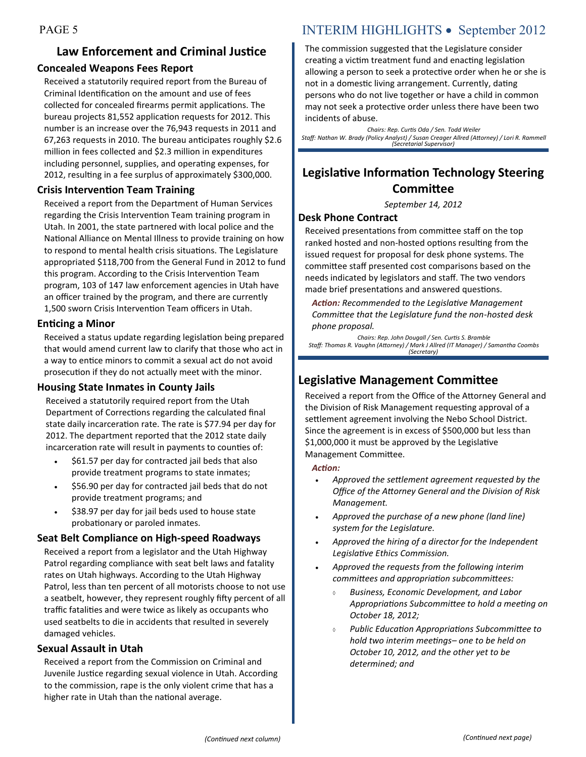## Law Enforcement and Criminal Justice

### Concealed Weapons Fees Report

Received a statutorily required report from the Bureau of Criminal Identification on the amount and use of fees collected for concealed firearms permit applications. The bureau projects 81,552 application requests for 2012. This number is an increase over the 76,943 requests in 2011 and 67,263 requests in 2010. The bureau anticipates roughly $2.6 million in fees collected and $2.3 million in expenditures including personnel, supplies, and operating expenses, for 2012, resulting in a fee surplus of approximately $300,000.

### Crisis Intervention Team Training

Received a report from the Department of Human Services regarding the Crisis Intervention Team training program in Utah. In 2001, the state partnered with local police and the National Alliance on Mental Illness to provide training on how to respond to mental health crisis situations. The Legislature appropriated $118,700 from the General Fund in 2012 to fund this program. According to the Crisis Intervention Team program, 103 of 147 law enforcement agencies in Utah have an officer trained by the program, and there are currently 1,500 sworn Crisis Intervention Team officers in Utah.

### Enticing a Minor

Received a status update regarding legislation being prepared that would amend current law to clarify that those who act in a way to entice minors to commit a sexual act do not avoid prosecution if they do not actually meet with the minor.

### Housing State Inmates in County Jails

Received a statutorily required report from the Utah Department of Corrections regarding the calculated final state daily incarceration rate. The rate is $77.94 per day for 2012. The department reported that the 2012 state daily incarceration rate will result in payments to counties of:

- $61.57 per day for contracted jail beds that also provide treatment programs to state inmates;
- $56.90 per day for contracted jail beds that do not provide treatment programs; and
- $38.97 per day for jail beds used to house state probationary or paroled inmates.

### Seat Belt Compliance on High-speed Roadways

Received a report from a legislator and the Utah Highway Patrol regarding compliance with seat belt laws and fatality rates on Utah highways. According to the Utah Highway Patrol, less than ten percent of all motorists choose to not use a seatbelt, however, they represent roughly fifty percent of all traffic fatalities and were twice as likely as occupants who used seatbelts to die in accidents that resulted in severely damaged vehicles.

### Sexual Assault in Utah

Received a report from the Commission on Criminal and Juvenile Justice regarding sexual violence in Utah. According to the commission, rape is the only violent crime that has a higher rate in Utah than the national average.

The commission suggested that the Legislature consider creating a victim treatment fund and enacting legislation allowing a person to seek a protective order when he or she is not in a domestic living arrangement. Currently, dating persons who do not live together or have a child in common may not seek a protective order unless there have been two incidents of abuse.

*Chairs: Rep. Curtis Oda / Sen. Todd Weiler*
*Staff: Nathan W. Brady (Policy Analyst) / Susan Creager Allred (Attorney) / Lori R. Rammell (Secretarial Supervisor)*

## Legislative Information Technology Steering Committee

*September 14, 2012*

### Desk Phone Contract

Received presentations from committee staff on the top ranked hosted and non-hosted options resulting from the issued request for proposal for desk phone systems. The committee staff presented cost comparisons based on the needs indicated by legislators and staff. The two vendors made brief presentations and answered questions.

***Action:*** *Recommended to the Legislative Management Committee that the Legislature fund the non-hosted desk phone proposal.*

*Chairs: Rep. John Dougall / Sen. Curtis S. Bramble*
*Staff: Thomas R. Vaughn (Attorney) / Mark J Allred (IT Manager) / Samantha Coombs (Secretary)*

## Legislative Management Committee

Received a report from the Office of the Attorney General and the Division of Risk Management requesting approval of a settlement agreement involving the Nebo School District. Since the agreement is in excess of $500,000 but less than $1,000,000 it must be approved by the Legislative Management Committee.

***Action:***

- *Approved the settlement agreement requested by the Office of the Attorney General and the Division of Risk Management.*
- *Approved the purchase of a new phone (land line) system for the Legislature.*
- *Approved the hiring of a director for the Independent Legislative Ethics Commission.*
- *Approved the requests from the following interim committees and appropriation subcommittees:*
  - *Business, Economic Development, and Labor Appropriations Subcommittee to hold a meeting on October 18, 2012;*
  - *Public Education Appropriations Subcommittee to hold two interim meetings– one to be held on October 10, 2012, and the other yet to be determined; and*

*(Continued next page)*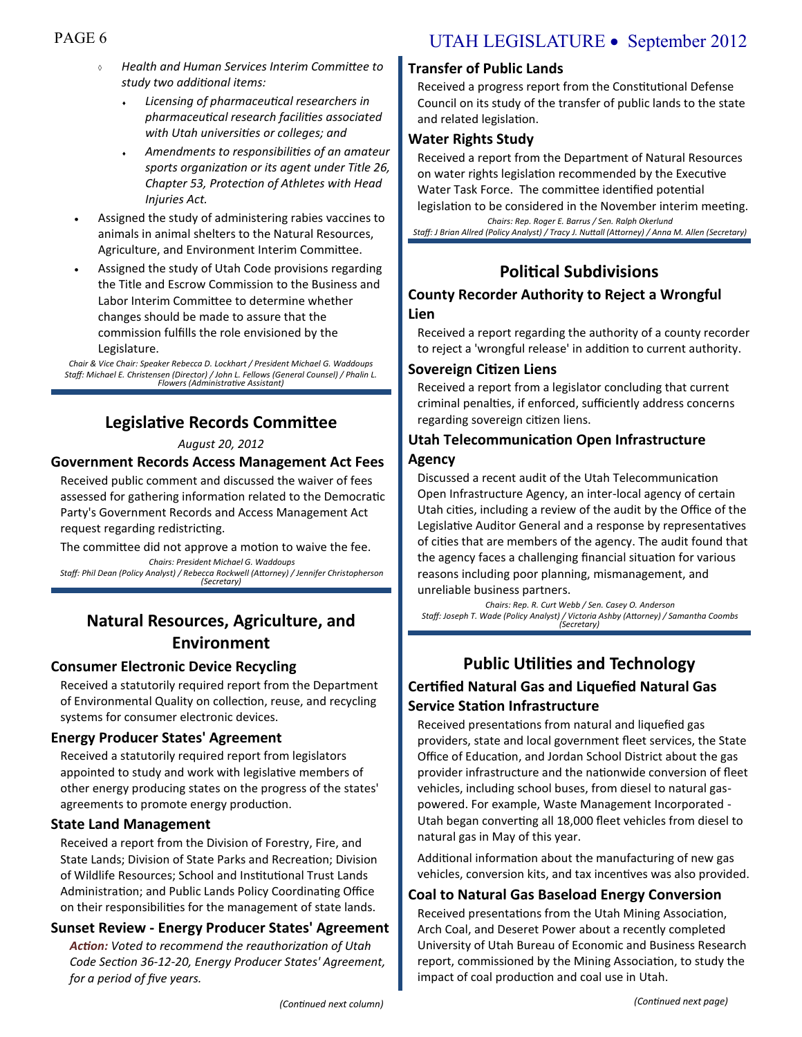- *Health and Human Services Interim Committee to study two additional items:*
  - *Licensing of pharmaceutical researchers in pharmaceutical research facilities associated with Utah universities or colleges; and*
  - *Amendments to responsibilities of an amateur sports organization or its agent under Title 26, Chapter 53, Protection of Athletes with Head Injuries Act.*
- Assigned the study of administering rabies vaccines to animals in animal shelters to the Natural Resources, Agriculture, and Environment Interim Committee.
- Assigned the study of Utah Code provisions regarding the Title and Escrow Commission to the Business and Labor Interim Committee to determine whether changes should be made to assure that the commission fulfills the role envisioned by the Legislature.

*Chair & Vice Chair: Speaker Rebecca D. Lockhart / President Michael G. Waddoups*
*Staff: Michael E. Christensen (Director) / John L. Fellows (General Counsel) / Phalin L. Flowers (Administrative Assistant)*

## Legislative Records Committee

*August 20, 2012*

### Government Records Access Management Act Fees

Received public comment and discussed the waiver of fees assessed for gathering information related to the Democratic Party's Government Records and Access Management Act request regarding redistricting.

The committee did not approve a motion to waive the fee.

*Chairs: President Michael G. Waddoups*
*Staff: Phil Dean (Policy Analyst) / Rebecca Rockwell (Attorney) / Jennifer Christopherson (Secretary)*

## Natural Resources, Agriculture, and Environment

### Consumer Electronic Device Recycling

Received a statutorily required report from the Department of Environmental Quality on collection, reuse, and recycling systems for consumer electronic devices.

### Energy Producer States' Agreement

Received a statutorily required report from legislators appointed to study and work with legislative members of other energy producing states on the progress of the states' agreements to promote energy production.

### State Land Management

Received a report from the Division of Forestry, Fire, and State Lands; Division of State Parks and Recreation; Division of Wildlife Resources; School and Institutional Trust Lands Administration; and Public Lands Policy Coordinating Office on their responsibilities for the management of state lands.

### Sunset Review - Energy Producer States' Agreement

***Action:*** *Voted to recommend the reauthorization of Utah Code Section 36-12-20, Energy Producer States' Agreement, for a period of five years.*

### Transfer of Public Lands

Received a progress report from the Constitutional Defense Council on its study of the transfer of public lands to the state and related legislation.

### Water Rights Study

Received a report from the Department of Natural Resources on water rights legislation recommended by the Executive Water Task Force. The committee identified potential legislation to be considered in the November interim meeting.

*Chairs: Rep. Roger E. Barrus / Sen. Ralph Okerlund*
*Staff: J Brian Allred (Policy Analyst) / Tracy J. Nuttall (Attorney) / Anna M. Allen (Secretary)*

## Political Subdivisions

### County Recorder Authority to Reject a Wrongful Lien

Received a report regarding the authority of a county recorder to reject a 'wrongful release' in addition to current authority.

### Sovereign Citizen Liens

Received a report from a legislator concluding that current criminal penalties, if enforced, sufficiently address concerns regarding sovereign citizen liens.

### Utah Telecommunication Open Infrastructure Agency

Discussed a recent audit of the Utah Telecommunication Open Infrastructure Agency, an inter-local agency of certain Utah cities, including a review of the audit by the Office of the Legislative Auditor General and a response by representatives of cities that are members of the agency. The audit found that the agency faces a challenging financial situation for various reasons including poor planning, mismanagement, and unreliable business partners.

*Chairs: Rep. R. Curt Webb / Sen. Casey O. Anderson*
*Staff: Joseph T. Wade (Policy Analyst) / Victoria Ashby (Attorney) / Samantha Coombs (Secretary)*

## Public Utilities and Technology

### Certified Natural Gas and Liquefied Natural Gas Service Station Infrastructure

Received presentations from natural and liquefied gas providers, state and local government fleet services, the State Office of Education, and Jordan School District about the gas provider infrastructure and the nationwide conversion of fleet vehicles, including school buses, from diesel to natural gas-powered. For example, Waste Management Incorporated - Utah began converting all 18,000 fleet vehicles from diesel to natural gas in May of this year.

Additional information about the manufacturing of new gas vehicles, conversion kits, and tax incentives was also provided.

### Coal to Natural Gas Baseload Energy Conversion

Received presentations from the Utah Mining Association, Arch Coal, and Deseret Power about a recently completed University of Utah Bureau of Economic and Business Research report, commissioned by the Mining Association, to study the impact of coal production and coal use in Utah.

*(Continued next page)*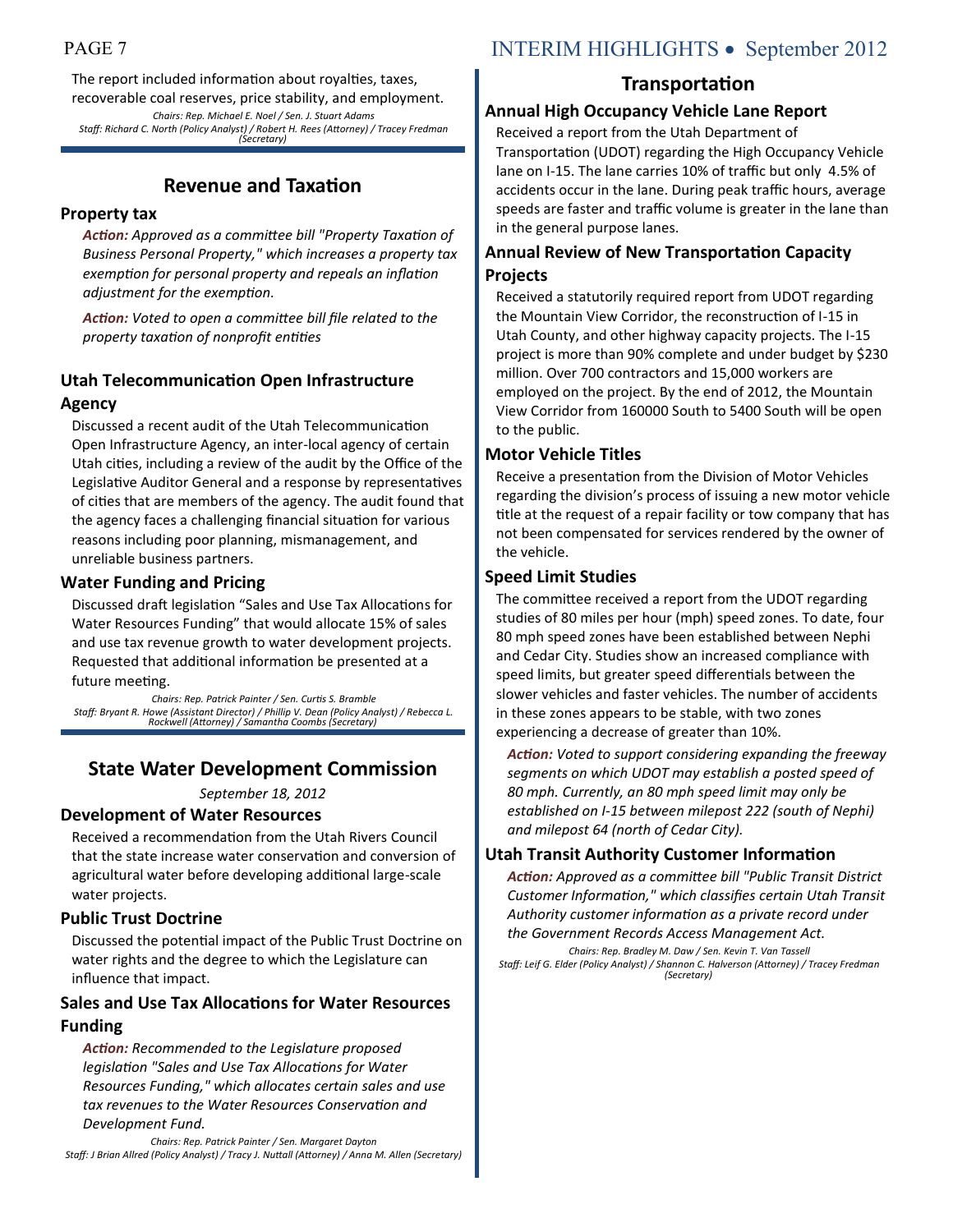The report included information about royalties, taxes, recoverable coal reserves, price stability, and employment.

*Chairs: Rep. Michael E. Noel / Sen. J. Stuart Adams*
*Staff: Richard C. North (Policy Analyst) / Robert H. Rees (Attorney) / Tracey Fredman (Secretary)*

## Revenue and Taxation

### Property tax

***Action:*** *Approved as a committee bill "Property Taxation of Business Personal Property," which increases a property tax exemption for personal property and repeals an inflation adjustment for the exemption.*

***Action:*** *Voted to open a committee bill file related to the property taxation of nonprofit entities*

### Utah Telecommunication Open Infrastructure Agency

Discussed a recent audit of the Utah Telecommunication Open Infrastructure Agency, an inter-local agency of certain Utah cities, including a review of the audit by the Office of the Legislative Auditor General and a response by representatives of cities that are members of the agency. The audit found that the agency faces a challenging financial situation for various reasons including poor planning, mismanagement, and unreliable business partners.

### Water Funding and Pricing

Discussed draft legislation "Sales and Use Tax Allocations for Water Resources Funding" that would allocate 15% of sales and use tax revenue growth to water development projects. Requested that additional information be presented at a future meeting.

*Chairs: Rep. Patrick Painter / Sen. Curtis S. Bramble*
*Staff: Bryant R. Howe (Assistant Director) / Phillip V. Dean (Policy Analyst) / Rebecca L. Rockwell (Attorney) / Samantha Coombs (Secretary)*

## State Water Development Commission

*September 18, 2012*

### Development of Water Resources

Received a recommendation from the Utah Rivers Council that the state increase water conservation and conversion of agricultural water before developing additional large-scale water projects.

### Public Trust Doctrine

Discussed the potential impact of the Public Trust Doctrine on water rights and the degree to which the Legislature can influence that impact.

### Sales and Use Tax Allocations for Water Resources Funding

***Action:*** *Recommended to the Legislature proposed legislation "Sales and Use Tax Allocations for Water Resources Funding," which allocates certain sales and use tax revenues to the Water Resources Conservation and Development Fund.*

*Chairs: Rep. Patrick Painter / Sen. Margaret Dayton*
*Staff: J Brian Allred (Policy Analyst) / Tracy J. Nuttall (Attorney) / Anna M. Allen (Secretary)*

## Transportation

### Annual High Occupancy Vehicle Lane Report

Received a report from the Utah Department of Transportation (UDOT) regarding the High Occupancy Vehicle lane on I-15. The lane carries 10% of traffic but only 4.5% of accidents occur in the lane. During peak traffic hours, average speeds are faster and traffic volume is greater in the lane than in the general purpose lanes.

### Annual Review of New Transportation Capacity Projects

Received a statutorily required report from UDOT regarding the Mountain View Corridor, the reconstruction of I-15 in Utah County, and other highway capacity projects. The I-15 project is more than 90% complete and under budget by $230 million. Over 700 contractors and 15,000 workers are employed on the project. By the end of 2012, the Mountain View Corridor from 160000 South to 5400 South will be open to the public.

### Motor Vehicle Titles

Receive a presentation from the Division of Motor Vehicles regarding the division's process of issuing a new motor vehicle title at the request of a repair facility or tow company that has not been compensated for services rendered by the owner of the vehicle.

### Speed Limit Studies

The committee received a report from the UDOT regarding studies of 80 miles per hour (mph) speed zones. To date, four 80 mph speed zones have been established between Nephi and Cedar City. Studies show an increased compliance with speed limits, but greater speed differentials between the slower vehicles and faster vehicles. The number of accidents in these zones appears to be stable, with two zones experiencing a decrease of greater than 10%.

***Action:*** *Voted to support considering expanding the freeway segments on which UDOT may establish a posted speed of 80 mph. Currently, an 80 mph speed limit may only be established on I-15 between milepost 222 (south of Nephi) and milepost 64 (north of Cedar City).*

### Utah Transit Authority Customer Information

***Action:*** *Approved as a committee bill "Public Transit District Customer Information," which classifies certain Utah Transit Authority customer information as a private record under the Government Records Access Management Act.*

*Chairs: Rep. Bradley M. Daw / Sen. Kevin T. Van Tassell*
*Staff: Leif G. Elder (Policy Analyst) / Shannon C. Halverson (Attorney) / Tracey Fredman (Secretary)*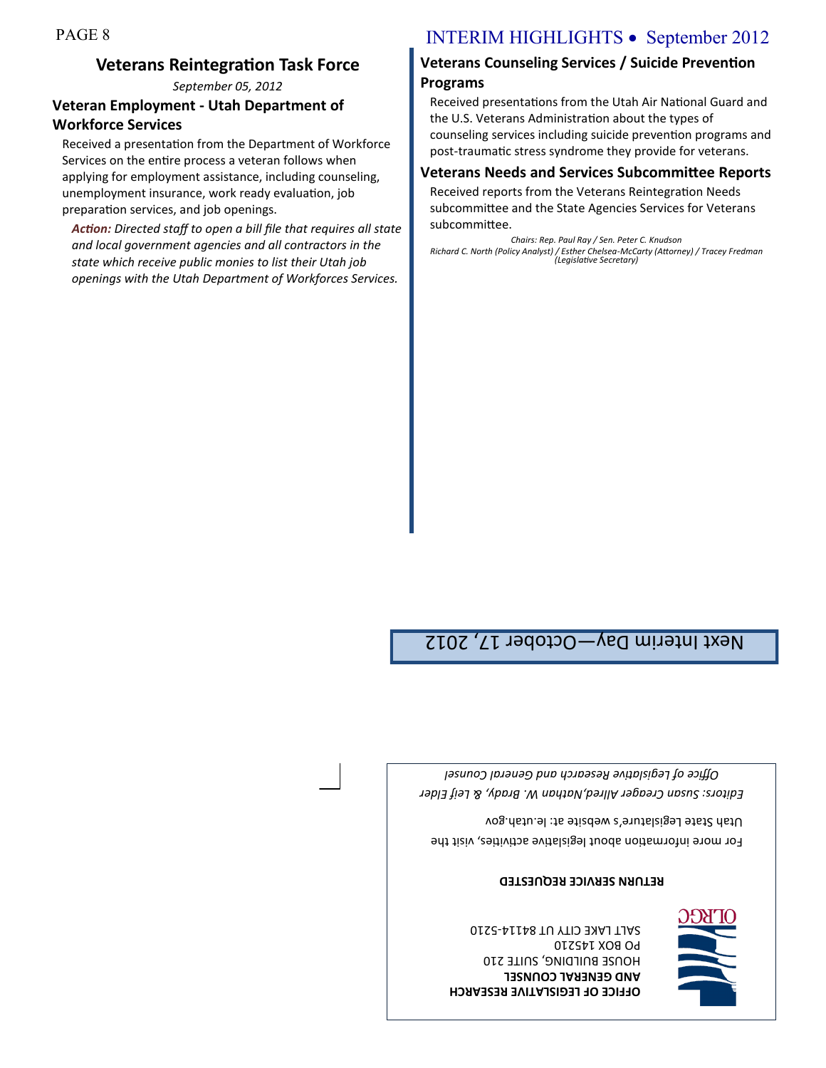## Veterans Reintegration Task Force

*September 05, 2012*

### Veteran Employment - Utah Department of Workforce Services

Received a presentation from the Department of Workforce Services on the entire process a veteran follows when applying for employment assistance, including counseling, unemployment insurance, work ready evaluation, job preparation services, and job openings.

***Action:*** *Directed staff to open a bill file that requires all state and local government agencies and all contractors in the state which receive public monies to list their Utah job openings with the Utah Department of Workforces Services.*

### Veterans Counseling Services / Suicide Prevention Programs

Received presentations from the Utah Air National Guard and the U.S. Veterans Administration about the types of counseling services including suicide prevention programs and post-traumatic stress syndrome they provide for veterans.

### Veterans Needs and Services Subcommittee Reports

Received reports from the Veterans Reintegration Needs subcommittee and the State Agencies Services for Veterans subcommittee.

*Chairs: Rep. Paul Ray / Sen. Peter C. Knudson*
*Richard C. North (Policy Analyst) / Esther Chelsea-McCarty (Attorney) / Tracey Fredman (Legislative Secretary)*

Next Interim Day—October 17, 2012

**OFFICE OF LEGISLATIVE RESEARCH AND GENERAL COUNSEL**
HOUSE BUILDING, SUITE 210
PO BOX 145210
SALT LAKE CITY UT 84114-5210

OLRGC

**RETURN SERVICE REQUESTED**

For more information about legislative activities, visit the Utah State Legislature's website at: le.utah.gov

*Editors: Susan Creager Allred, Nathan W. Brady, & Leif Elder*
*Office of Legislative Research and General Counsel*